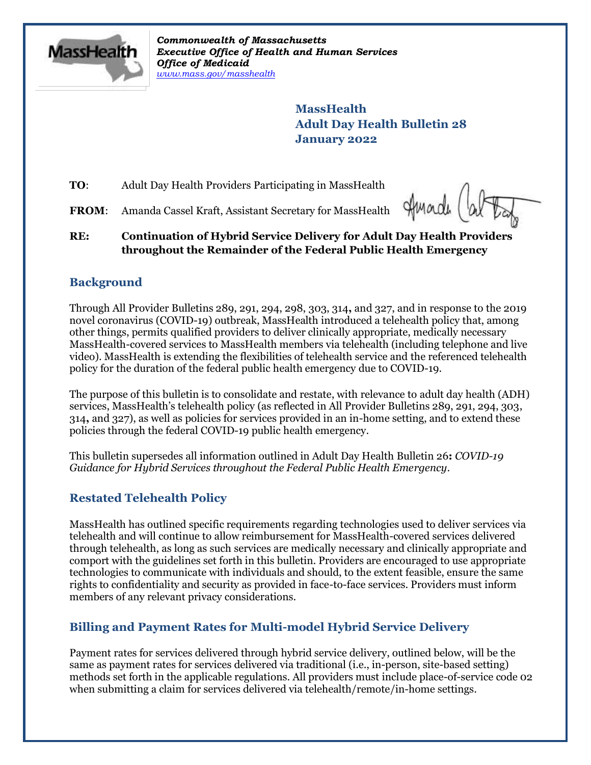*Commonwealth of Massachusetts*
*Executive Office of Health and Human Services*
*Office of Medicaid*
*www.mass.gov/masshealth*

**MassHealth**
**Adult Day Health Bulletin 28**
**January 2022**

**TO**: Adult Day Health Providers Participating in MassHealth

**FROM**: Amanda Cassel Kraft, Assistant Secretary for MassHealth

**RE: Continuation of Hybrid Service Delivery for Adult Day Health Providers throughout the Remainder of the Federal Public Health Emergency**

## Background

Through All Provider Bulletins 289, 291, 294, 298, 303, 314**,** and 327, and in response to the 2019 novel coronavirus (COVID-19) outbreak, MassHealth introduced a telehealth policy that, among other things, permits qualified providers to deliver clinically appropriate, medically necessary MassHealth-covered services to MassHealth members via telehealth (including telephone and live video). MassHealth is extending the flexibilities of telehealth service and the referenced telehealth policy for the duration of the federal public health emergency due to COVID-19.

The purpose of this bulletin is to consolidate and restate, with relevance to adult day health (ADH) services, MassHealth's telehealth policy (as reflected in All Provider Bulletins 289, 291, 294, 303, 314**,** and 327), as well as policies for services provided in an in-home setting, and to extend these policies through the federal COVID-19 public health emergency.

This bulletin supersedes all information outlined in Adult Day Health Bulletin 26**:** *COVID-19 Guidance for Hybrid Services throughout the Federal Public Health Emergency*.

## Restated Telehealth Policy

MassHealth has outlined specific requirements regarding technologies used to deliver services via telehealth and will continue to allow reimbursement for MassHealth-covered services delivered through telehealth, as long as such services are medically necessary and clinically appropriate and comport with the guidelines set forth in this bulletin. Providers are encouraged to use appropriate technologies to communicate with individuals and should, to the extent feasible, ensure the same rights to confidentiality and security as provided in face-to-face services. Providers must inform members of any relevant privacy considerations.

## Billing and Payment Rates for Multi-model Hybrid Service Delivery

Payment rates for services delivered through hybrid service delivery, outlined below, will be the same as payment rates for services delivered via traditional (i.e., in-person, site-based setting) methods set forth in the applicable regulations. All providers must include place-of-service code 02 when submitting a claim for services delivered via telehealth/remote/in-home settings.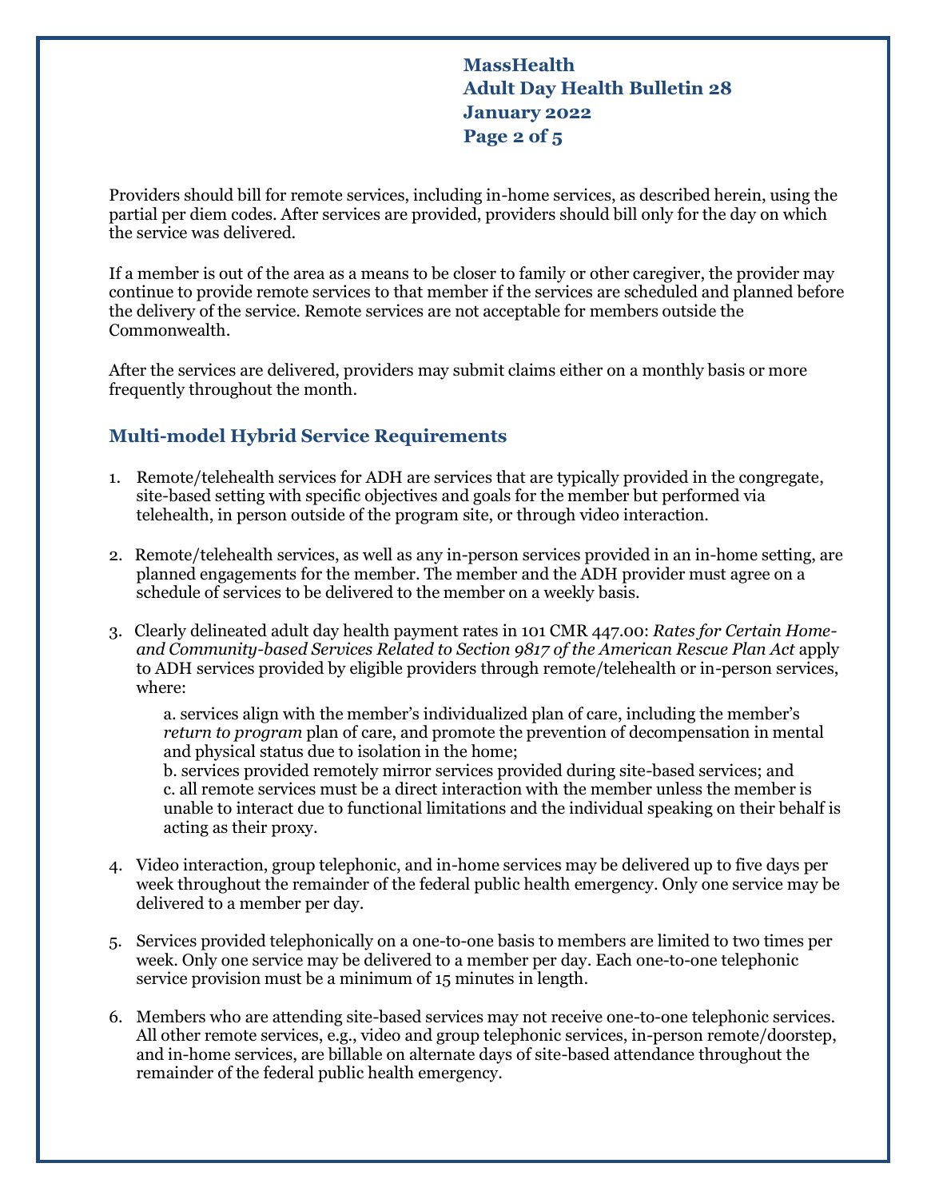Providers should bill for remote services, including in-home services, as described herein, using the partial per diem codes. After services are provided, providers should bill only for the day on which the service was delivered.

If a member is out of the area as a means to be closer to family or other caregiver, the provider may continue to provide remote services to that member if the services are scheduled and planned before the delivery of the service. Remote services are not acceptable for members outside the Commonwealth.

After the services are delivered, providers may submit claims either on a monthly basis or more frequently throughout the month.

## Multi-model Hybrid Service Requirements

1. Remote/telehealth services for ADH are services that are typically provided in the congregate, site-based setting with specific objectives and goals for the member but performed via telehealth, in person outside of the program site, or through video interaction.

2. Remote/telehealth services, as well as any in-person services provided in an in-home setting, are planned engagements for the member. The member and the ADH provider must agree on a schedule of services to be delivered to the member on a weekly basis.

3. Clearly delineated adult day health payment rates in 101 CMR 447.00: *Rates for Certain Home- and Community-based Services Related to Section 9817 of the American Rescue Plan Act* apply to ADH services provided by eligible providers through remote/telehealth or in-person services, where:

   a. services align with the member's individualized plan of care, including the member's *return to program* plan of care, and promote the prevention of decompensation in mental and physical status due to isolation in the home;
   b. services provided remotely mirror services provided during site-based services; and
   c. all remote services must be a direct interaction with the member unless the member is unable to interact due to functional limitations and the individual speaking on their behalf is acting as their proxy.

4. Video interaction, group telephonic, and in-home services may be delivered up to five days per week throughout the remainder of the federal public health emergency. Only one service may be delivered to a member per day.

5. Services provided telephonically on a one-to-one basis to members are limited to two times per week. Only one service may be delivered to a member per day. Each one-to-one telephonic service provision must be a minimum of 15 minutes in length.

6. Members who are attending site-based services may not receive one-to-one telephonic services. All other remote services, e.g., video and group telephonic services, in-person remote/doorstep, and in-home services, are billable on alternate days of site-based attendance throughout the remainder of the federal public health emergency.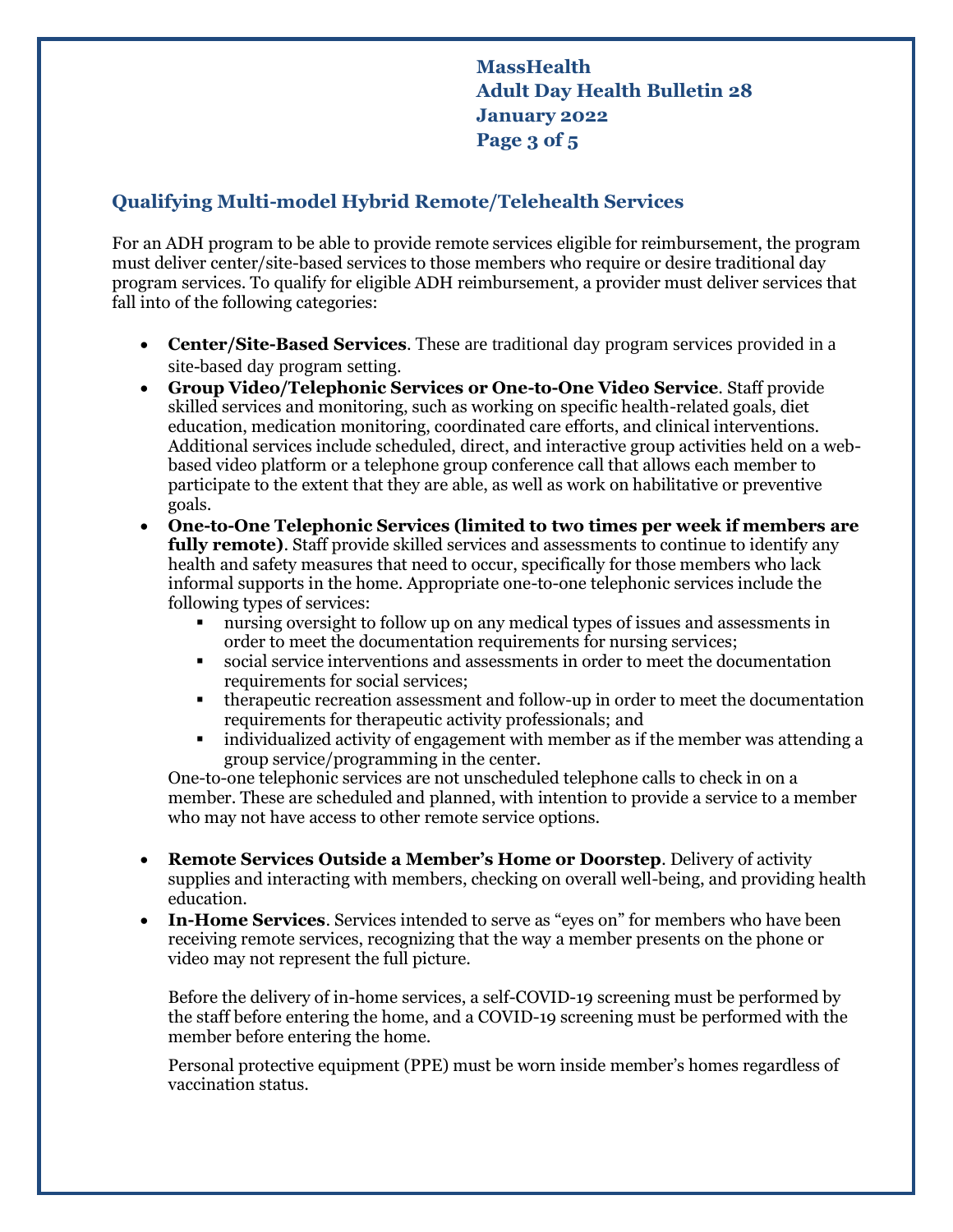## Qualifying Multi-model Hybrid Remote/Telehealth Services

For an ADH program to be able to provide remote services eligible for reimbursement, the program must deliver center/site-based services to those members who require or desire traditional day program services. To qualify for eligible ADH reimbursement, a provider must deliver services that fall into of the following categories:

- **Center/Site-Based Services**. These are traditional day program services provided in a site-based day program setting.
- **Group Video/Telephonic Services or One-to-One Video Service**. Staff provide skilled services and monitoring, such as working on specific health-related goals, diet education, medication monitoring, coordinated care efforts, and clinical interventions. Additional services include scheduled, direct, and interactive group activities held on a web-based video platform or a telephone group conference call that allows each member to participate to the extent that they are able, as well as work on habilitative or preventive goals.
- **One-to-One Telephonic Services (limited to two times per week if members are fully remote)**. Staff provide skilled services and assessments to continue to identify any health and safety measures that need to occur, specifically for those members who lack informal supports in the home. Appropriate one-to-one telephonic services include the following types of services:
  - nursing oversight to follow up on any medical types of issues and assessments in order to meet the documentation requirements for nursing services;
  - social service interventions and assessments in order to meet the documentation requirements for social services;
  - therapeutic recreation assessment and follow-up in order to meet the documentation requirements for therapeutic activity professionals; and
  - individualized activity of engagement with member as if the member was attending a group service/programming in the center.

  One-to-one telephonic services are not unscheduled telephone calls to check in on a member. These are scheduled and planned, with intention to provide a service to a member who may not have access to other remote service options.

- **Remote Services Outside a Member's Home or Doorstep**. Delivery of activity supplies and interacting with members, checking on overall well-being, and providing health education.
- **In-Home Services**. Services intended to serve as "eyes on" for members who have been receiving remote services, recognizing that the way a member presents on the phone or video may not represent the full picture.

  Before the delivery of in-home services, a self-COVID-19 screening must be performed by the staff before entering the home, and a COVID-19 screening must be performed with the member before entering the home.

  Personal protective equipment (PPE) must be worn inside member's homes regardless of vaccination status.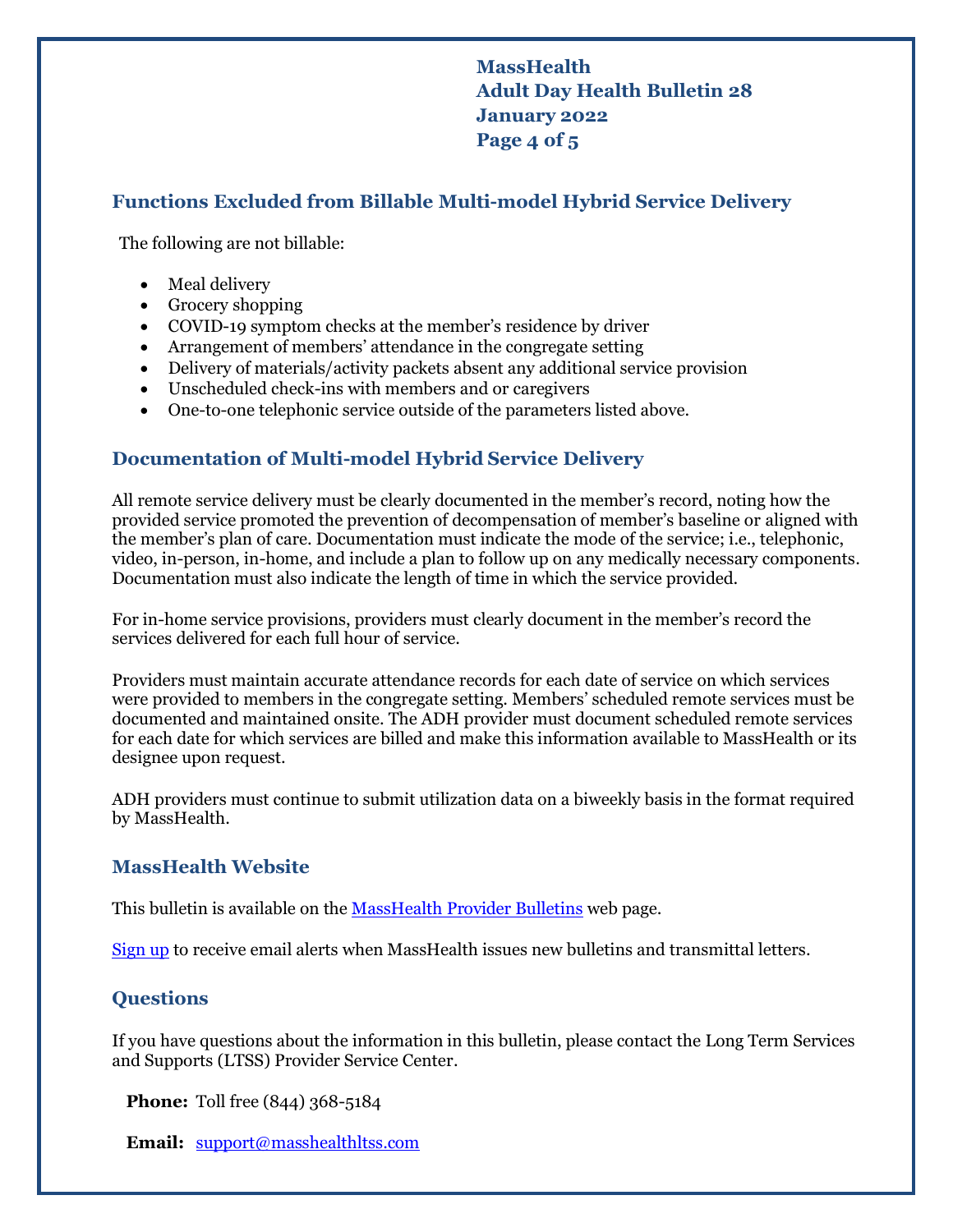## Functions Excluded from Billable Multi-model Hybrid Service Delivery

The following are not billable:

- Meal delivery
- Grocery shopping
- COVID-19 symptom checks at the member's residence by driver
- Arrangement of members' attendance in the congregate setting
- Delivery of materials/activity packets absent any additional service provision
- Unscheduled check-ins with members and or caregivers
- One-to-one telephonic service outside of the parameters listed above.

## Documentation of Multi-model Hybrid Service Delivery

All remote service delivery must be clearly documented in the member's record, noting how the provided service promoted the prevention of decompensation of member's baseline or aligned with the member's plan of care. Documentation must indicate the mode of the service; i.e., telephonic, video, in-person, in-home, and include a plan to follow up on any medically necessary components. Documentation must also indicate the length of time in which the service provided.

For in-home service provisions, providers must clearly document in the member's record the services delivered for each full hour of service.

Providers must maintain accurate attendance records for each date of service on which services were provided to members in the congregate setting. Members' scheduled remote services must be documented and maintained onsite. The ADH provider must document scheduled remote services for each date for which services are billed and make this information available to MassHealth or its designee upon request.

ADH providers must continue to submit utilization data on a biweekly basis in the format required by MassHealth.

## MassHealth Website

This bulletin is available on the [MassHealth Provider Bulletins] web page.

[Sign up] to receive email alerts when MassHealth issues new bulletins and transmittal letters.

## Questions

If you have questions about the information in this bulletin, please contact the Long Term Services and Supports (LTSS) Provider Service Center.

**Phone:** Toll free (844) 368-5184

**Email:** support@masshealthltss.com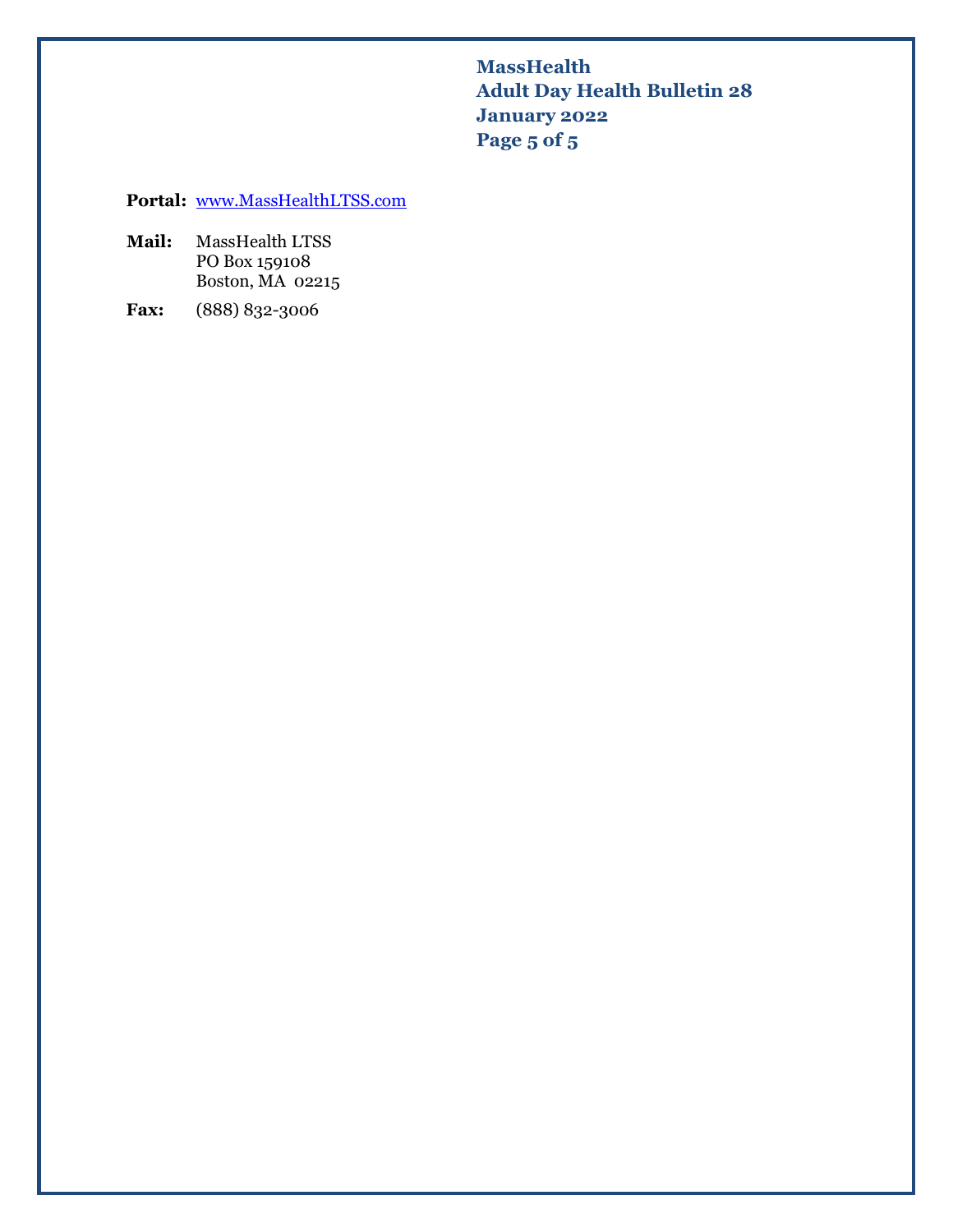**Portal:** www.MassHealthLTSS.com

**Mail:** MassHealth LTSS
PO Box 159108
Boston, MA 02215

**Fax:** (888) 832-3006